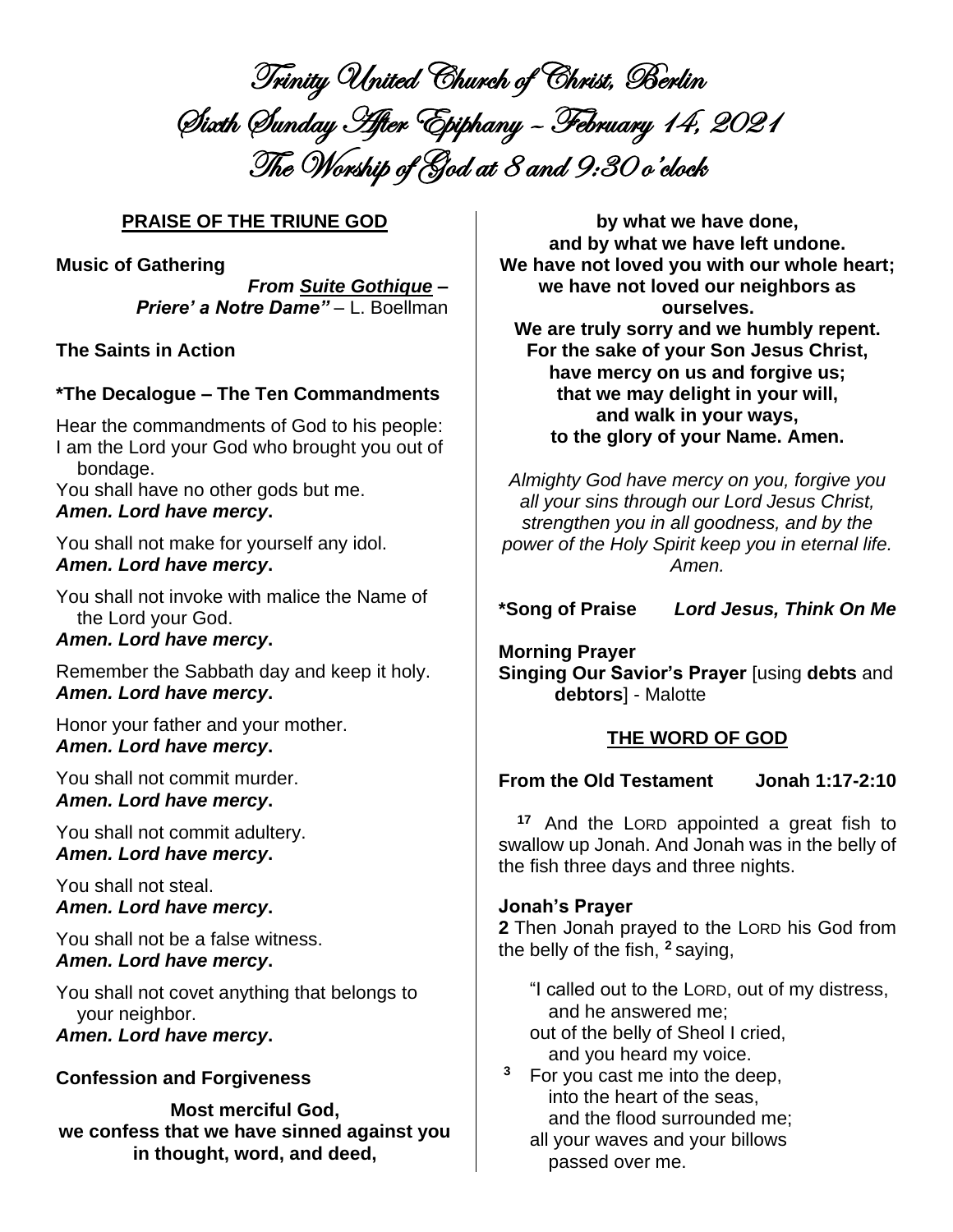# Trinity United Church of Christ, Berlin
# Sixth Sunday After Epiphany – February 14, 2021
# The Worship of God at 8 and 9:30 o'clock

## PRAISE OF THE TRIUNE GOD

**Music of Gathering**

***From Suite Gothique – Priere' a Notre Dame"*** – L. Boellman

**The Saints in Action**

**\*The Decalogue – The Ten Commandments**

Hear the commandments of God to his people:
I am the Lord your God who brought you out of bondage.
You shall have no other gods but me.
***Amen. Lord have mercy*.**

You shall not make for yourself any idol.
***Amen. Lord have mercy*.**

You shall not invoke with malice the Name of the Lord your God.
***Amen. Lord have mercy*.**

Remember the Sabbath day and keep it holy.
***Amen. Lord have mercy*.**

Honor your father and your mother.
***Amen. Lord have mercy*.**

You shall not commit murder.
***Amen. Lord have mercy*.**

You shall not commit adultery.
***Amen. Lord have mercy*.**

You shall not steal.
***Amen. Lord have mercy*.**

You shall not be a false witness.
***Amen. Lord have mercy*.**

You shall not covet anything that belongs to your neighbor.
***Amen. Lord have mercy*.**

**Confession and Forgiveness**

**Most merciful God,
we confess that we have sinned against you
in thought, word, and deed,
by what we have done,
and by what we have left undone.
We have not loved you with our whole heart;
we have not loved our neighbors as ourselves.
We are truly sorry and we humbly repent.
For the sake of your Son Jesus Christ,
have mercy on us and forgive us;
that we may delight in your will,
and walk in your ways,
to the glory of your Name. Amen.**

*Almighty God have mercy on you, forgive you all your sins through our Lord Jesus Christ, strengthen you in all goodness, and by the power of the Holy Spirit keep you in eternal life. Amen.*

**\*Song of Praise** ***Lord Jesus, Think On Me***

**Morning Prayer**

**Singing Our Savior's Prayer** [using **debts** and **debtors**] - Malotte

## THE WORD OF GOD

**From the Old Testament Jonah 1:17-2:10**

[17] And the LORD appointed a great fish to swallow up Jonah. And Jonah was in the belly of the fish three days and three nights.

**Jonah's Prayer**

**2** Then Jonah prayed to the LORD his God from the belly of the fish, [2] saying,

"I called out to the LORD, out of my distress,
and he answered me;
out of the belly of Sheol I cried,
and you heard my voice.
[3] For you cast me into the deep,
into the heart of the seas,
and the flood surrounded me;
all your waves and your billows
passed over me.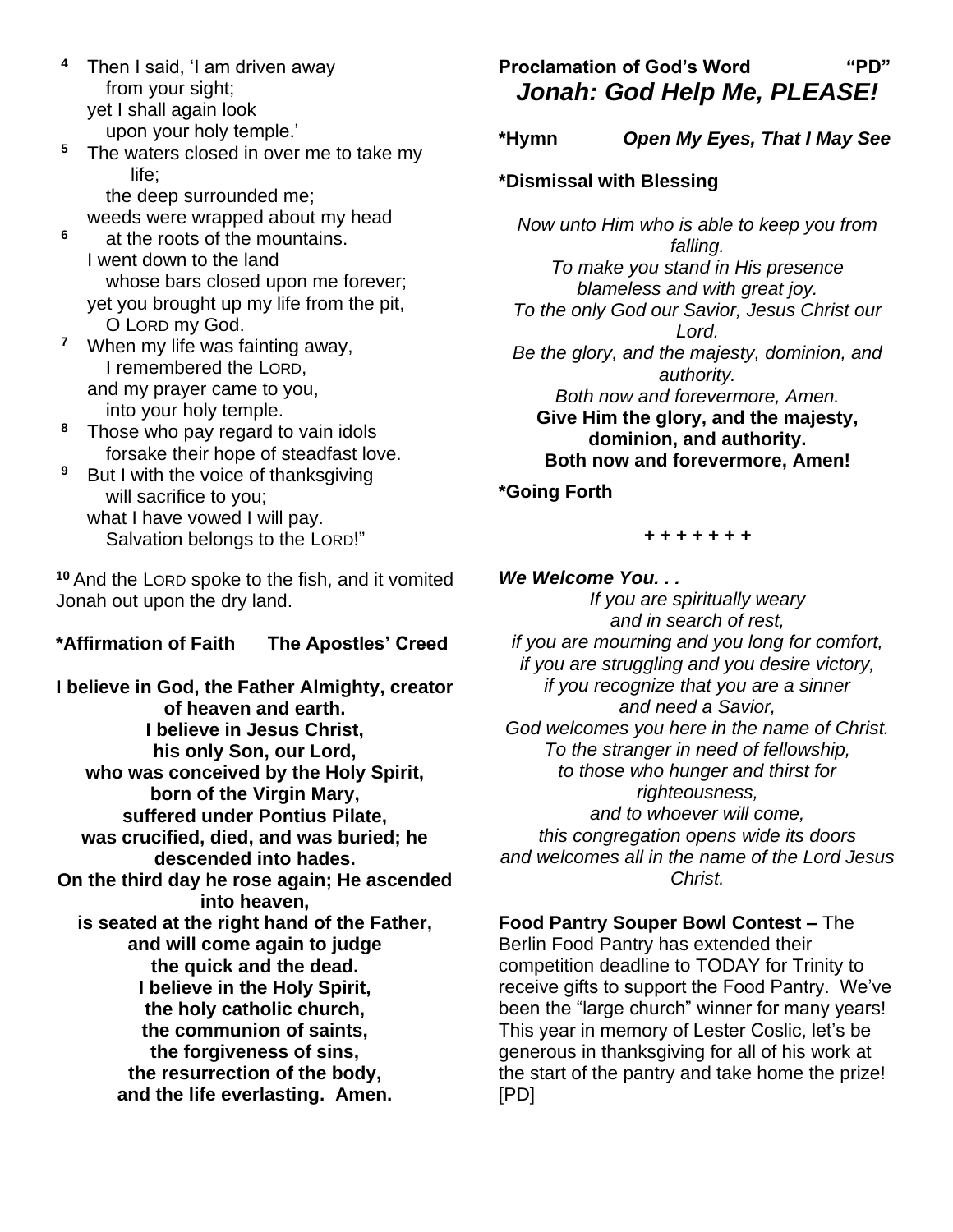[4] Then I said, 'I am driven away
from your sight;
yet I shall again look
upon your holy temple.'

[5] The waters closed in over me to take my life;
the deep surrounded me;
weeds were wrapped about my head

[6] at the roots of the mountains.
I went down to the land
whose bars closed upon me forever;
yet you brought up my life from the pit,
O LORD my God.

[7] When my life was fainting away,
I remembered the LORD,
and my prayer came to you,
into your holy temple.

[8] Those who pay regard to vain idols
forsake their hope of steadfast love.

[9] But I with the voice of thanksgiving
will sacrifice to you;
what I have vowed I will pay.
Salvation belongs to the LORD!"

[10] And the LORD spoke to the fish, and it vomited Jonah out upon the dry land.

**\*Affirmation of Faith The Apostles' Creed**

**I believe in God, the Father Almighty, creator of heaven and earth.**
**I believe in Jesus Christ,**
**his only Son, our Lord,**
**who was conceived by the Holy Spirit,**
**born of the Virgin Mary,**
**suffered under Pontius Pilate,**
**was crucified, died, and was buried; he descended into hades.**
**On the third day he rose again; He ascended into heaven,**
**is seated at the right hand of the Father,**
**and will come again to judge**
**the quick and the dead.**
**I believe in the Holy Spirit,**
**the holy catholic church,**
**the communion of saints,**
**the forgiveness of sins,**
**the resurrection of the body,**
**and the life everlasting. Amen.**

**Proclamation of God's Word "PD"**

***Jonah: God Help Me, PLEASE!***

**\*Hymn** ***Open My Eyes, That I May See***

**\*Dismissal with Blessing**

*Now unto Him who is able to keep you from falling.*
*To make you stand in His presence blameless and with great joy.*
*To the only God our Savior, Jesus Christ our Lord.*
*Be the glory, and the majesty, dominion, and authority.*
*Both now and forevermore, Amen.*
**Give Him the glory, and the majesty, dominion, and authority.**
**Both now and forevermore, Amen!**

**\*Going Forth**

**+ + + + + + +**

***We Welcome You. . .***

*If you are spiritually weary*
*and in search of rest,*
*if you are mourning and you long for comfort,*
*if you are struggling and you desire victory,*
*if you recognize that you are a sinner*
*and need a Savior,*
*God welcomes you here in the name of Christ.*
*To the stranger in need of fellowship,*
*to those who hunger and thirst for righteousness,*
*and to whoever will come,*
*this congregation opens wide its doors*
*and welcomes all in the name of the Lord Jesus Christ.*

**Food Pantry Souper Bowl Contest –** The Berlin Food Pantry has extended their competition deadline to TODAY for Trinity to receive gifts to support the Food Pantry. We've been the "large church" winner for many years! This year in memory of Lester Coslic, let's be generous in thanksgiving for all of his work at the start of the pantry and take home the prize! [PD]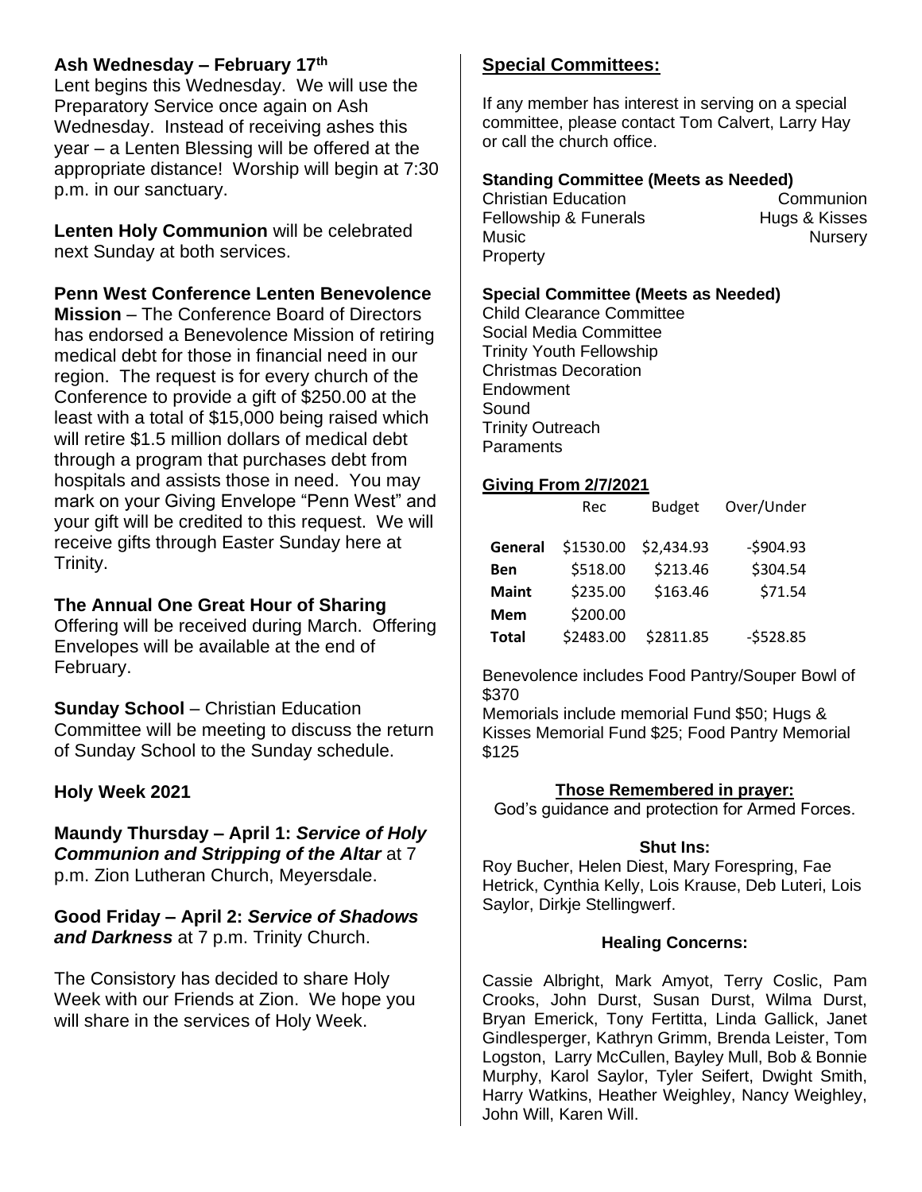**Ash Wednesday – February 17th**

Lent begins this Wednesday. We will use the Preparatory Service once again on Ash Wednesday. Instead of receiving ashes this year – a Lenten Blessing will be offered at the appropriate distance! Worship will begin at 7:30 p.m. in our sanctuary.

**Lenten Holy Communion** will be celebrated next Sunday at both services.

**Penn West Conference Lenten Benevolence Mission** – The Conference Board of Directors has endorsed a Benevolence Mission of retiring medical debt for those in financial need in our region. The request is for every church of the Conference to provide a gift of $250.00 at the least with a total of $15,000 being raised which will retire $1.5 million dollars of medical debt through a program that purchases debt from hospitals and assists those in need. You may mark on your Giving Envelope "Penn West" and your gift will be credited to this request. We will receive gifts through Easter Sunday here at Trinity.

**The Annual One Great Hour of Sharing** Offering will be received during March. Offering Envelopes will be available at the end of February.

**Sunday School** – Christian Education Committee will be meeting to discuss the return of Sunday School to the Sunday schedule.

**Holy Week 2021**

**Maundy Thursday – April 1:** ***Service of Holy Communion and Stripping of the Altar*** at 7 p.m. Zion Lutheran Church, Meyersdale.

**Good Friday – April 2:** ***Service of Shadows and Darkness*** at 7 p.m. Trinity Church.

The Consistory has decided to share Holy Week with our Friends at Zion. We hope you will share in the services of Holy Week.

**Special Committees:**

If any member has interest in serving on a special committee, please contact Tom Calvert, Larry Hay or call the church office.

**Standing Committee (Meets as Needed)**

- Christian Education
- Communion
- Fellowship & Funerals
- Hugs & Kisses
- Music
- Nursery
- Property

**Special Committee (Meets as Needed)**

- Child Clearance Committee
- Social Media Committee
- Trinity Youth Fellowship
- Christmas Decoration
- Endowment
- Sound
- Trinity Outreach
- Paraments

**Giving From 2/7/2021**

| | Rec | Budget | Over/Under |
|---|---|---|---|
| **General** | $1530.00 | $2,434.93 | -$904.93 |
| **Ben** | $518.00 | $213.46 | $304.54 |
| **Maint** | $235.00 | $163.46 | $71.54 |
| **Mem** | $200.00 | | |
| **Total** | $2483.00 | $2811.85 | -$528.85 |

Benevolence includes Food Pantry/Souper Bowl of $370

Memorials include memorial Fund $50; Hugs & Kisses Memorial Fund $25; Food Pantry Memorial $125

**Those Remembered in prayer:**

God's guidance and protection for Armed Forces.

**Shut Ins:**

Roy Bucher, Helen Diest, Mary Forespring, Fae Hetrick, Cynthia Kelly, Lois Krause, Deb Luteri, Lois Saylor, Dirkje Stellingwerf.

**Healing Concerns:**

Cassie Albright, Mark Amyot, Terry Coslic, Pam Crooks, John Durst, Susan Durst, Wilma Durst, Bryan Emerick, Tony Fertitta, Linda Gallick, Janet Gindlesperger, Kathryn Grimm, Brenda Leister, Tom Logston, Larry McCullen, Bayley Mull, Bob & Bonnie Murphy, Karol Saylor, Tyler Seifert, Dwight Smith, Harry Watkins, Heather Weighley, Nancy Weighley, John Will, Karen Will.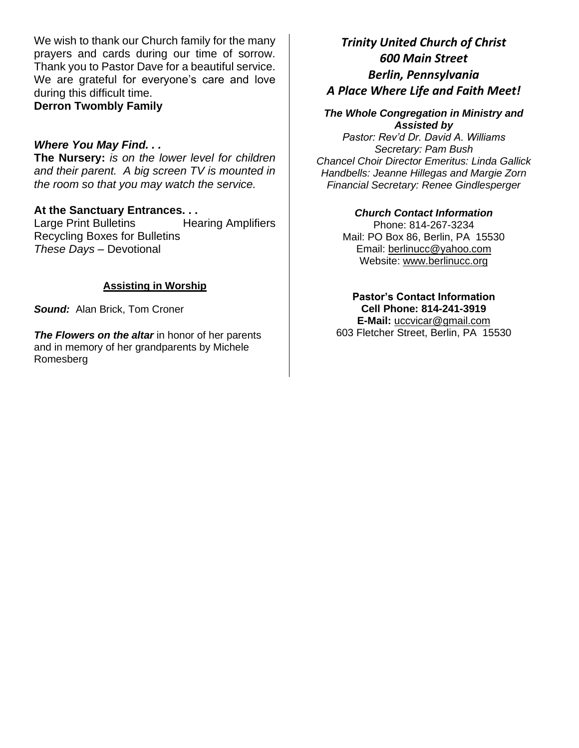We wish to thank our Church family for the many prayers and cards during our time of sorrow. Thank you to Pastor Dave for a beautiful service. We are grateful for everyone's care and love during this difficult time.

**Derron Twombly Family**

***Where You May Find. . .***

**The Nursery:** *is on the lower level for children and their parent. A big screen TV is mounted in the room so that you may watch the service.*

**At the Sanctuary Entrances. . .**

Large Print Bulletins Hearing Amplifiers
Recycling Boxes for Bulletins
*These Days* – Devotional

**Assisting in Worship**

***Sound:*** Alan Brick, Tom Croner

***The Flowers on the altar*** in honor of her parents and in memory of her grandparents by Michele Romesberg

***Trinity United Church of Christ***
***600 Main Street***
***Berlin, Pennsylvania***
***A Place Where Life and Faith Meet!***

***The Whole Congregation in Ministry and Assisted by***

*Pastor: Rev'd Dr. David A. Williams*
*Secretary: Pam Bush*
*Chancel Choir Director Emeritus: Linda Gallick*
*Handbells: Jeanne Hillegas and Margie Zorn*
*Financial Secretary: Renee Gindlesperger*

***Church Contact Information***

Phone: 814-267-3234
Mail: PO Box 86, Berlin, PA 15530
Email: berlinucc@yahoo.com
Website: www.berlinucc.org

**Pastor's Contact Information**
**Cell Phone: 814-241-3919**
**E-Mail:** uccvicar@gmail.com
603 Fletcher Street, Berlin, PA 15530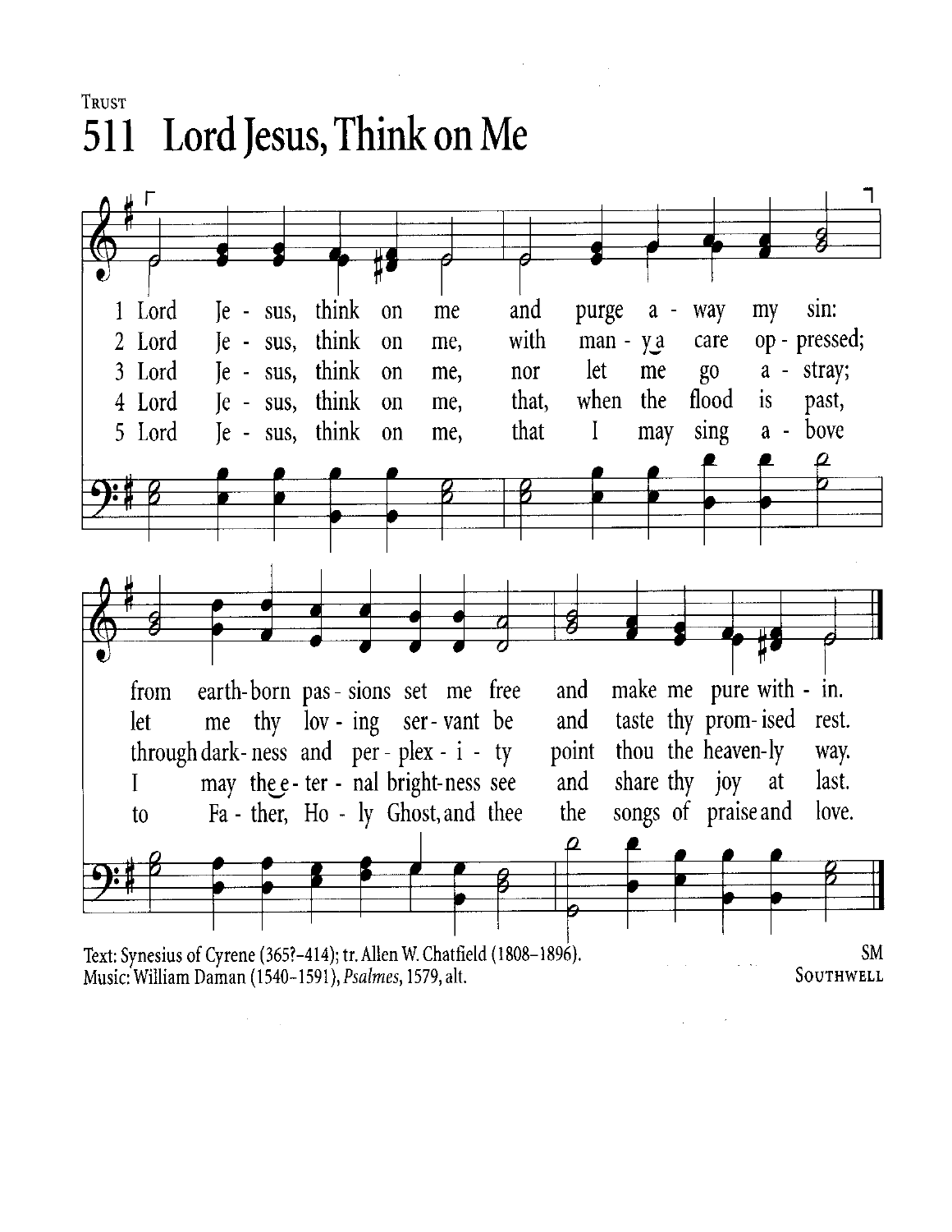Trust

# 511 Lord Jesus, Think on Me

1 Lord Je - sus, think on me and purge a - way my sin:
from earth-born pas - sions set me free and make me pure with - in.

2 Lord Je - sus, think on me, with man - y a care op - pressed;
let me thy lov - ing ser - vant be and taste thy prom - ised rest.

3 Lord Je - sus, think on me, nor let me go a - stray;
through dark - ness and per - plex - i - ty point thou the heaven-ly way.

4 Lord Je - sus, think on me, that, when the flood is past,
I may the e - ter - nal bright-ness see and share thy joy at last.

5 Lord Je - sus, think on me, that I may sing a - bove
to Fa - ther, Ho - ly Ghost, and thee the songs of praise and love.

Text: Synesius of Cyrene (365?–414); tr. Allen W. Chatfield (1808–1896).
Music: William Daman (1540–1591), *Psalmes*, 1579, alt.

SM
SOUTHWELL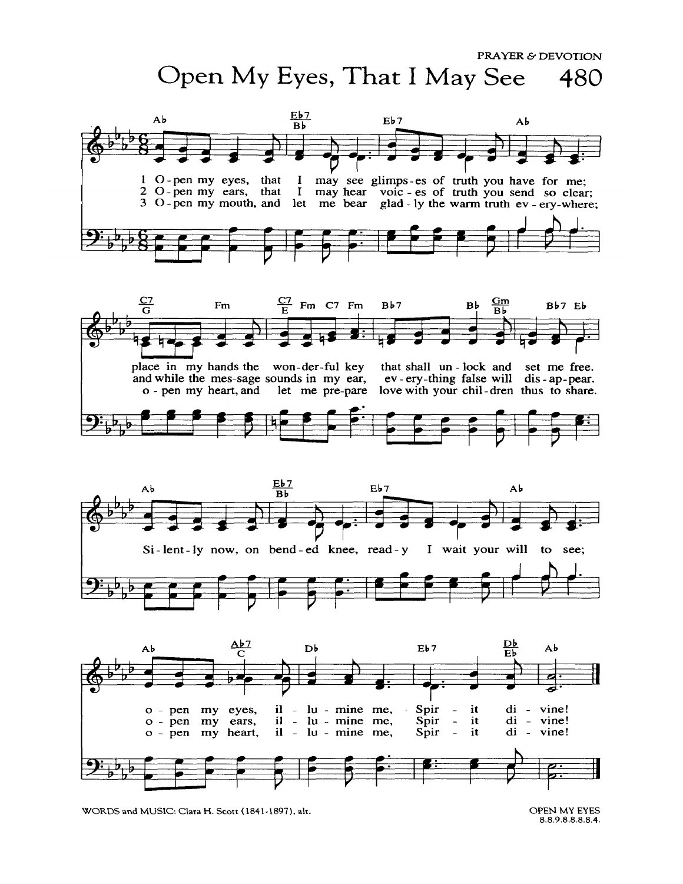PRAYER & DEVOTION

# Open My Eyes, That I May See 480

1 Open my eyes, that I may see glimpses of truth you have for me; place in my hands the wonderful key that shall unlock and set me free. Silently now, on bended knee, ready I wait your will to see; open my eyes, illumine me, Spirit divine!

2 Open my ears, that I may hear voices of truth you send so clear; and while the message sounds in my ear, everything false will disappear. Silently now, on bended knee, ready I wait your will to see; open my ears, illumine me, Spirit divine!

3 Open my mouth, and let me bear gladly the warm truth everywhere; open my heart, and let me prepare love with your children thus to share. Silently now, on bended knee, ready I wait your will to see; open my heart, illumine me, Spirit divine!

WORDS and MUSIC: Clara H. Scott (1841-1897), alt.

OPEN MY EYES
8.8.9.8.8.8.8.4.